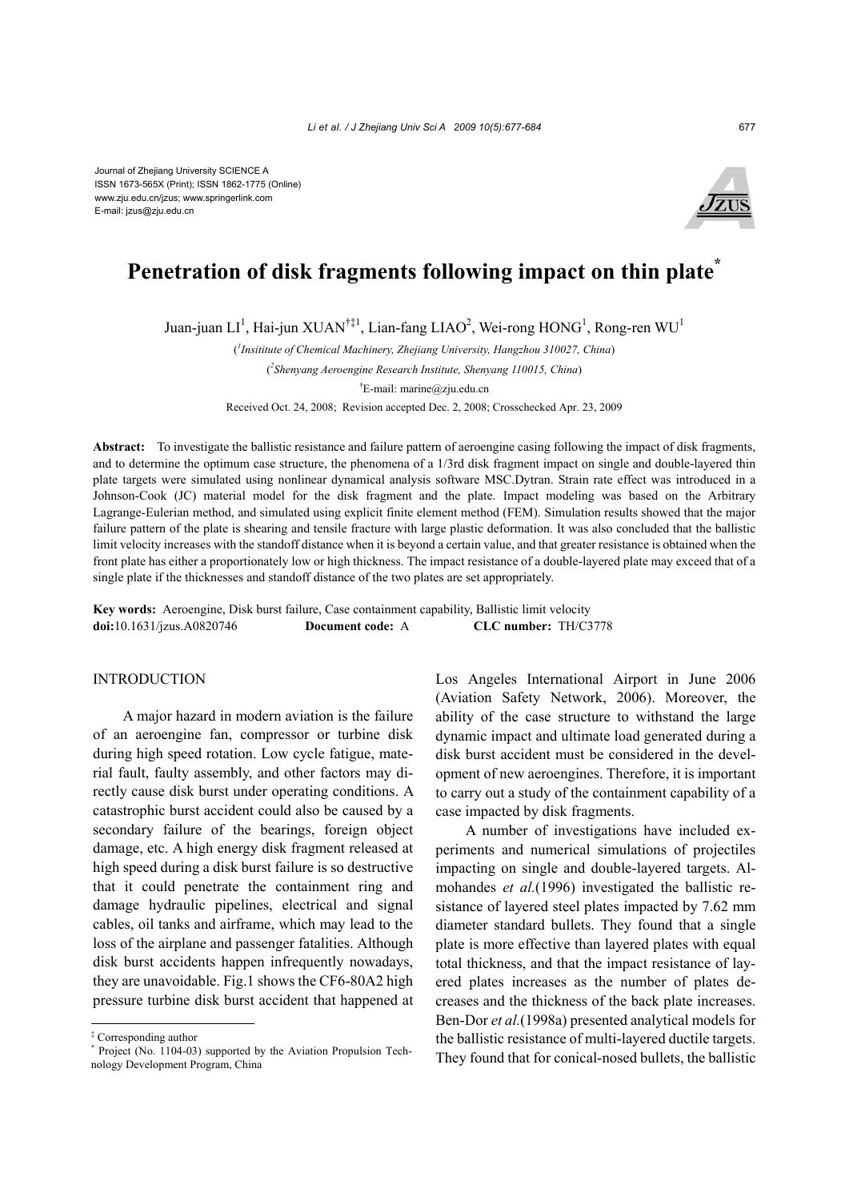Journal of Zhejiang University SCIENCE A
ISSN 1673-565X (Print); ISSN 1862-1775 (Online)
www.zju.edu.cn/jzus; www.springerlink.com
E-mail: jzus@zju.edu.cn

# Penetration of disk fragments following impact on thin plate*

Juan-juan LI[1], Hai-jun XUAN[†‡1], Lian-fang LIAO[2], Wei-rong HONG[1], Rong-ren WU[1]

([1]Insititute of Chemical Machinery, Zhejiang University, Hangzhou 310027, China)

([2]Shenyang Aeroengine Research Institute, Shenyang 110015, China)

[†]E-mail: marine@zju.edu.cn

Received Oct. 24, 2008; Revision accepted Dec. 2, 2008; Crosschecked Apr. 23, 2009

**Abstract:** To investigate the ballistic resistance and failure pattern of aeroengine casing following the impact of disk fragments, and to determine the optimum case structure, the phenomena of a 1/3rd disk fragment impact on single and double-layered thin plate targets were simulated using nonlinear dynamical analysis software MSC.Dytran. Strain rate effect was introduced in a Johnson-Cook (JC) material model for the disk fragment and the plate. Impact modeling was based on the Arbitrary Lagrange-Eulerian method, and simulated using explicit finite element method (FEM). Simulation results showed that the major failure pattern of the plate is shearing and tensile fracture with large plastic deformation. It was also concluded that the ballistic limit velocity increases with the standoff distance when it is beyond a certain value, and that greater resistance is obtained when the front plate has either a proportionately low or high thickness. The impact resistance of a double-layered plate may exceed that of a single plate if the thicknesses and standoff distance of the two plates are set appropriately.

**Key words:** Aeroengine, Disk burst failure, Case containment capability, Ballistic limit velocity

**doi:**10.1631/jzus.A0820746 **Document code:** A **CLC number:** TH/C3778

## INTRODUCTION

A major hazard in modern aviation is the failure of an aeroengine fan, compressor or turbine disk during high speed rotation. Low cycle fatigue, material fault, faulty assembly, and other factors may directly cause disk burst under operating conditions. A catastrophic burst accident could also be caused by a secondary failure of the bearings, foreign object damage, etc. A high energy disk fragment released at high speed during a disk burst failure is so destructive that it could penetrate the containment ring and damage hydraulic pipelines, electrical and signal cables, oil tanks and airframe, which may lead to the loss of the airplane and passenger fatalities. Although disk burst accidents happen infrequently nowadays, they are unavoidable. Fig.1 shows the CF6-80A2 high pressure turbine disk burst accident that happened at Los Angeles International Airport in June 2006 (Aviation Safety Network, 2006). Moreover, the ability of the case structure to withstand the large dynamic impact and ultimate load generated during a disk burst accident must be considered in the development of new aeroengines. Therefore, it is important to carry out a study of the containment capability of a case impacted by disk fragments.

A number of investigations have included experiments and numerical simulations of projectiles impacting on single and double-layered targets. Almohandes *et al.*(1996) investigated the ballistic resistance of layered steel plates impacted by 7.62 mm diameter standard bullets. They found that a single plate is more effective than layered plates with equal total thickness, and that the impact resistance of layered plates increases as the number of plates decreases and the thickness of the back plate increases. Ben-Dor *et al.*(1998a) presented analytical models for the ballistic resistance of multi-layered ductile targets. They found that for conical-nosed bullets, the ballistic

---

‡ Corresponding author
\* Project (No. 1104-03) supported by the Aviation Propulsion Technology Development Program, China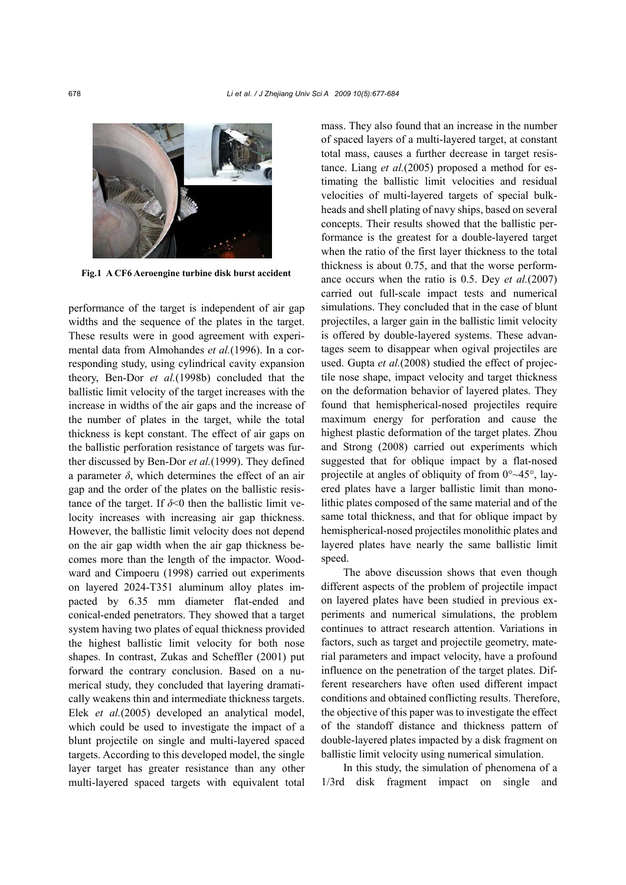**Fig.1 A CF6 Aeroengine turbine disk burst accident**

performance of the target is independent of air gap widths and the sequence of the plates in the target. These results were in good agreement with experimental data from Almohandes *et al.*(1996). In a corresponding study, using cylindrical cavity expansion theory, Ben-Dor *et al.*(1998b) concluded that the ballistic limit velocity of the target increases with the increase in widths of the air gaps and the increase of the number of plates in the target, while the total thickness is kept constant. The effect of air gaps on the ballistic perforation resistance of targets was further discussed by Ben-Dor *et al.*(1999). They defined a parameter $\delta$, which determines the effect of an air gap and the order of the plates on the ballistic resistance of the target. If $\delta<0$ then the ballistic limit velocity increases with increasing air gap thickness. However, the ballistic limit velocity does not depend on the air gap width when the air gap thickness becomes more than the length of the impactor. Woodward and Cimpoeru (1998) carried out experiments on layered 2024-T351 aluminum alloy plates impacted by 6.35 mm diameter flat-ended and conical-ended penetrators. They showed that a target system having two plates of equal thickness provided the highest ballistic limit velocity for both nose shapes. In contrast, Zukas and Scheffler (2001) put forward the contrary conclusion. Based on a numerical study, they concluded that layering dramatically weakens thin and intermediate thickness targets. Elek *et al.*(2005) developed an analytical model, which could be used to investigate the impact of a blunt projectile on single and multi-layered spaced targets. According to this developed model, the single layer target has greater resistance than any other multi-layered spaced targets with equivalent total mass. They also found that an increase in the number of spaced layers of a multi-layered target, at constant total mass, causes a further decrease in target resistance. Liang *et al.*(2005) proposed a method for estimating the ballistic limit velocities and residual velocities of multi-layered targets of special bulkheads and shell plating of navy ships, based on several concepts. Their results showed that the ballistic performance is the greatest for a double-layered target when the ratio of the first layer thickness to the total thickness is about 0.75, and that the worse performance occurs when the ratio is 0.5. Dey *et al.*(2007) carried out full-scale impact tests and numerical simulations. They concluded that in the case of blunt projectiles, a larger gain in the ballistic limit velocity is offered by double-layered systems. These advantages seem to disappear when ogival projectiles are used. Gupta *et al.*(2008) studied the effect of projectile nose shape, impact velocity and target thickness on the deformation behavior of layered plates. They found that hemispherical-nosed projectiles require maximum energy for perforation and cause the highest plastic deformation of the target plates. Zhou and Strong (2008) carried out experiments which suggested that for oblique impact by a flat-nosed projectile at angles of obliquity of from 0°~45°, layered plates have a larger ballistic limit than monolithic plates composed of the same material and of the same total thickness, and that for oblique impact by hemispherical-nosed projectiles monolithic plates and layered plates have nearly the same ballistic limit speed.

The above discussion shows that even though different aspects of the problem of projectile impact on layered plates have been studied in previous experiments and numerical simulations, the problem continues to attract research attention. Variations in factors, such as target and projectile geometry, material parameters and impact velocity, have a profound influence on the penetration of the target plates. Different researchers have often used different impact conditions and obtained conflicting results. Therefore, the objective of this paper was to investigate the effect of the standoff distance and thickness pattern of double-layered plates impacted by a disk fragment on ballistic limit velocity using numerical simulation.

In this study, the simulation of phenomena of a 1/3rd disk fragment impact on single and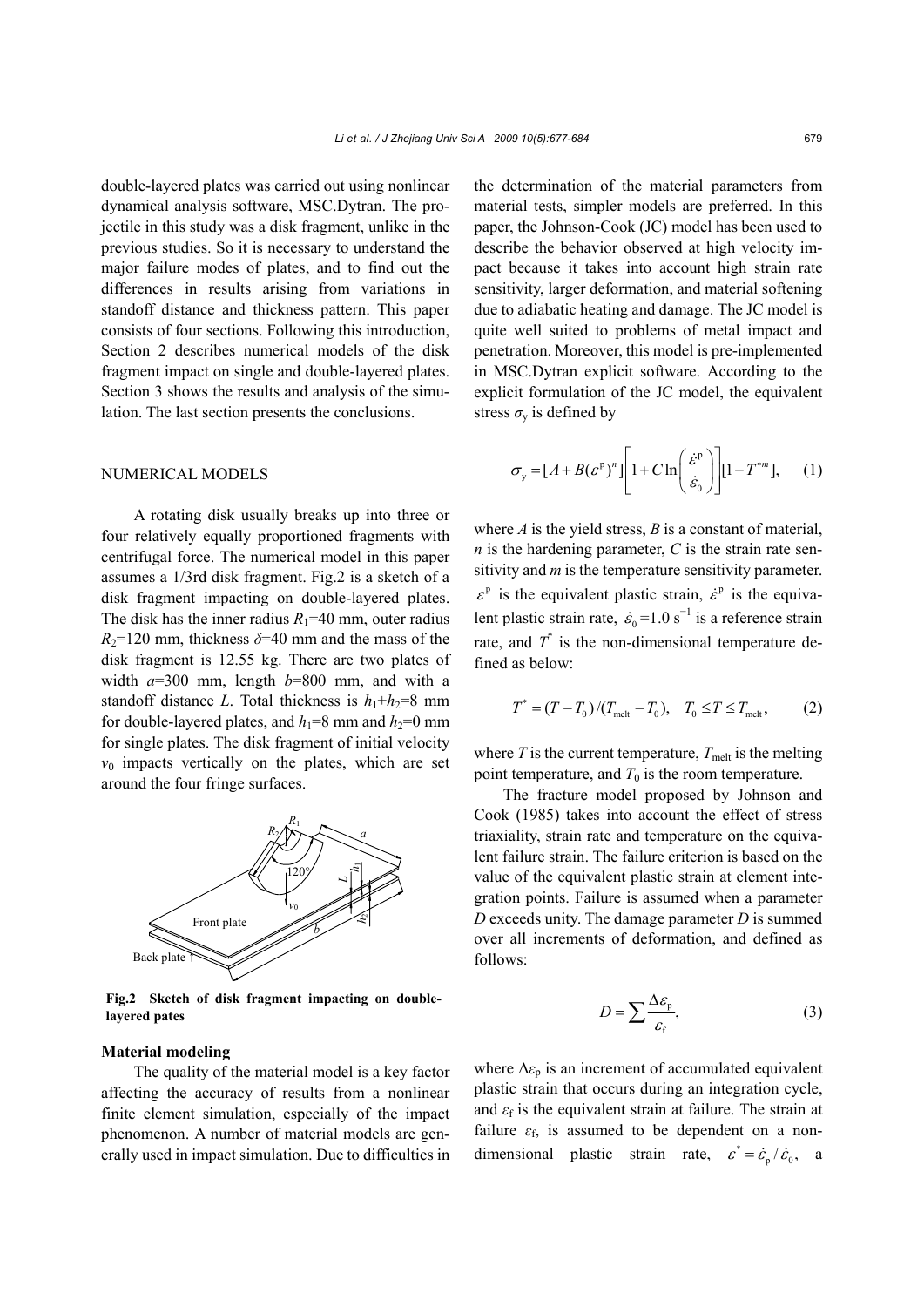double-layered plates was carried out using nonlinear dynamical analysis software, MSC.Dytran. The projectile in this study was a disk fragment, unlike in the previous studies. So it is necessary to understand the major failure modes of plates, and to find out the differences in results arising from variations in standoff distance and thickness pattern. This paper consists of four sections. Following this introduction, Section 2 describes numerical models of the disk fragment impact on single and double-layered plates. Section 3 shows the results and analysis of the simulation. The last section presents the conclusions.

## NUMERICAL MODELS

A rotating disk usually breaks up into three or four relatively equally proportioned fragments with centrifugal force. The numerical model in this paper assumes a 1/3rd disk fragment. Fig.2 is a sketch of a disk fragment impacting on double-layered plates. The disk has the inner radius $R_1$=40 mm, outer radius $R_2$=120 mm, thickness $\delta$=40 mm and the mass of the disk fragment is 12.55 kg. There are two plates of width $a$=300 mm, length $b$=800 mm, and with a standoff distance $L$. Total thickness is $h_1$+$h_2$=8 mm for double-layered plates, and $h_1$=8 mm and $h_2$=0 mm for single plates. The disk fragment of initial velocity $v_0$ impacts vertically on the plates, which are set around the four fringe surfaces.

**Fig.2 Sketch of disk fragment impacting on double-layered pates**

### Material modeling

The quality of the material model is a key factor affecting the accuracy of results from a nonlinear finite element simulation, especially of the impact phenomenon. A number of material models are generally used in impact simulation. Due to difficulties in the determination of the material parameters from material tests, simpler models are preferred. In this paper, the Johnson-Cook (JC) model has been used to describe the behavior observed at high velocity impact because it takes into account high strain rate sensitivity, larger deformation, and material softening due to adiabatic heating and damage. The JC model is quite well suited to problems of metal impact and penetration. Moreover, this model is pre-implemented in MSC.Dytran explicit software. According to the explicit formulation of the JC model, the equivalent stress $\sigma_y$ is defined by

$$\sigma_y = [A + B(\varepsilon^p)^n]\left[1 + C\ln\left(\frac{\dot{\varepsilon}^p}{\dot{\varepsilon}_0}\right)\right][1 - T^{*m}], \quad (1)$$

where $A$ is the yield stress, $B$ is a constant of material, $n$ is the hardening parameter, $C$ is the strain rate sensitivity and $m$ is the temperature sensitivity parameter. $\varepsilon^p$ is the equivalent plastic strain, $\dot{\varepsilon}^p$ is the equivalent plastic strain rate, $\dot{\varepsilon}_0$=1.0 $s^{-1}$ is a reference strain rate, and $T^*$ is the non-dimensional temperature defined as below:

$$T^* = (T - T_0)/(T_{melt} - T_0), \quad T_0 \le T \le T_{melt}, \quad (2)$$

where $T$ is the current temperature, $T_{melt}$ is the melting point temperature, and $T_0$ is the room temperature.

The fracture model proposed by Johnson and Cook (1985) takes into account the effect of stress triaxiality, strain rate and temperature on the equivalent failure strain. The failure criterion is based on the value of the equivalent plastic strain at element integration points. Failure is assumed when a parameter $D$ exceeds unity. The damage parameter $D$ is summed over all increments of deformation, and defined as follows:

$$D = \sum \frac{\Delta\varepsilon_p}{\varepsilon_f}, \quad (3)$$

where $\Delta\varepsilon_p$ is an increment of accumulated equivalent plastic strain that occurs during an integration cycle, and $\varepsilon_f$ is the equivalent strain at failure. The strain at failure $\varepsilon_f$, is assumed to be dependent on a non-dimensional plastic strain rate, $\varepsilon^* = \dot{\varepsilon}_p/\dot{\varepsilon}_0$, a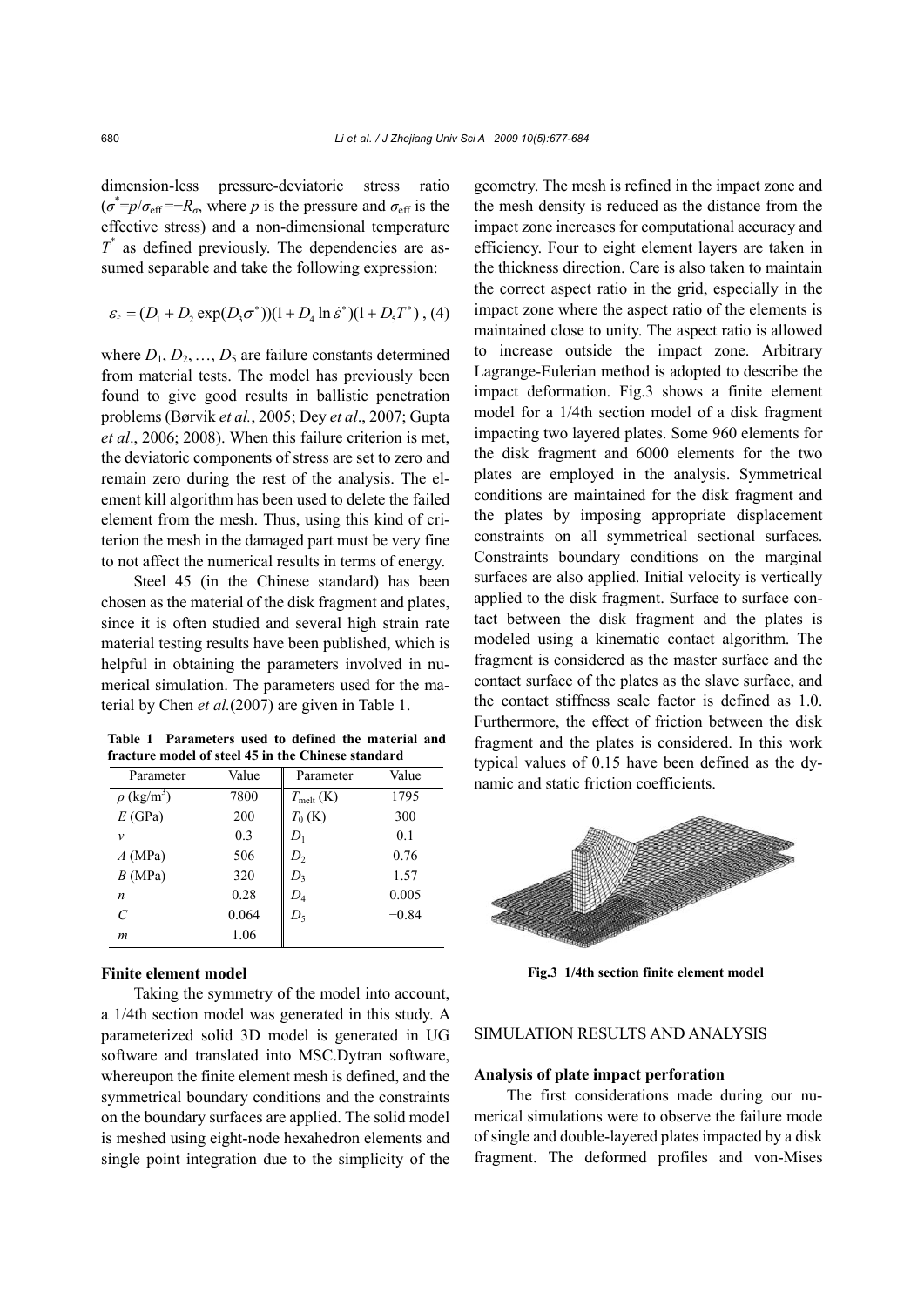dimension-less pressure-deviatoric stress ratio ($\sigma^*=p/\sigma_{\rm eff}=-R_\sigma$, where $p$ is the pressure and $\sigma_{\rm eff}$ is the effective stress) and a non-dimensional temperature $T^*$ as defined previously. The dependencies are assumed separable and take the following expression:

$$\varepsilon_{\rm f}=(D_1+D_2\exp(D_3\sigma^*))(1+D_4\ln\dot{\varepsilon}^*)(1+D_5T^*)\,, \quad (4)$$

where $D_1, D_2, \ldots, D_5$ are failure constants determined from material tests. The model has previously been found to give good results in ballistic penetration problems (Børvik *et al.*, 2005; Dey *et al*., 2007; Gupta *et al*., 2006; 2008). When this failure criterion is met, the deviatoric components of stress are set to zero and remain zero during the rest of the analysis. The element kill algorithm has been used to delete the failed element from the mesh. Thus, using this kind of criterion the mesh in the damaged part must be very fine to not affect the numerical results in terms of energy.

Steel 45 (in the Chinese standard) has been chosen as the material of the disk fragment and plates, since it is often studied and several high strain rate material testing results have been published, which is helpful in obtaining the parameters involved in numerical simulation. The parameters used for the material by Chen *et al.*(2007) are given in Table 1.

**Table 1 Parameters used to defined the material and fracture model of steel 45 in the Chinese standard**

| Parameter | Value | Parameter | Value |
|---|---|---|---|
| $\rho$ (kg/m$^3$) | 7800 | $T_{\rm melt}$ (K) | 1795 |
| $E$ (GPa) | 200 | $T_0$ (K) | 300 |
| $\nu$ | 0.3 | $D_1$ | 0.1 |
| $A$ (MPa) | 506 | $D_2$ | 0.76 |
| $B$ (MPa) | 320 | $D_3$ | 1.57 |
| $n$ | 0.28 | $D_4$ | 0.005 |
| $C$ | 0.064 | $D_5$ | −0.84 |
| $m$ | 1.06 | | |

### Finite element model

Taking the symmetry of the model into account, a 1/4th section model was generated in this study. A parameterized solid 3D model is generated in UG software and translated into MSC.Dytran software, whereupon the finite element mesh is defined, and the symmetrical boundary conditions and the constraints on the boundary surfaces are applied. The solid model is meshed using eight-node hexahedron elements and single point integration due to the simplicity of the geometry. The mesh is refined in the impact zone and the mesh density is reduced as the distance from the impact zone increases for computational accuracy and efficiency. Four to eight element layers are taken in the thickness direction. Care is also taken to maintain the correct aspect ratio in the grid, especially in the impact zone where the aspect ratio of the elements is maintained close to unity. The aspect ratio is allowed to increase outside the impact zone. Arbitrary Lagrange-Eulerian method is adopted to describe the impact deformation. Fig.3 shows a finite element model for a 1/4th section model of a disk fragment impacting two layered plates. Some 960 elements for the disk fragment and 6000 elements for the two plates are employed in the analysis. Symmetrical conditions are maintained for the disk fragment and the plates by imposing appropriate displacement constraints on all symmetrical sectional surfaces. Constraints boundary conditions on the marginal surfaces are also applied. Initial velocity is vertically applied to the disk fragment. Surface to surface contact between the disk fragment and the plates is modeled using a kinematic contact algorithm. The fragment is considered as the master surface and the contact surface of the plates as the slave surface, and the contact stiffness scale factor is defined as 1.0. Furthermore, the effect of friction between the disk fragment and the plates is considered. In this work typical values of 0.15 have been defined as the dynamic and static friction coefficients.

**Fig.3 1/4th section finite element model**

## SIMULATION RESULTS AND ANALYSIS

### Analysis of plate impact perforation

The first considerations made during our numerical simulations were to observe the failure mode of single and double-layered plates impacted by a disk fragment. The deformed profiles and von-Mises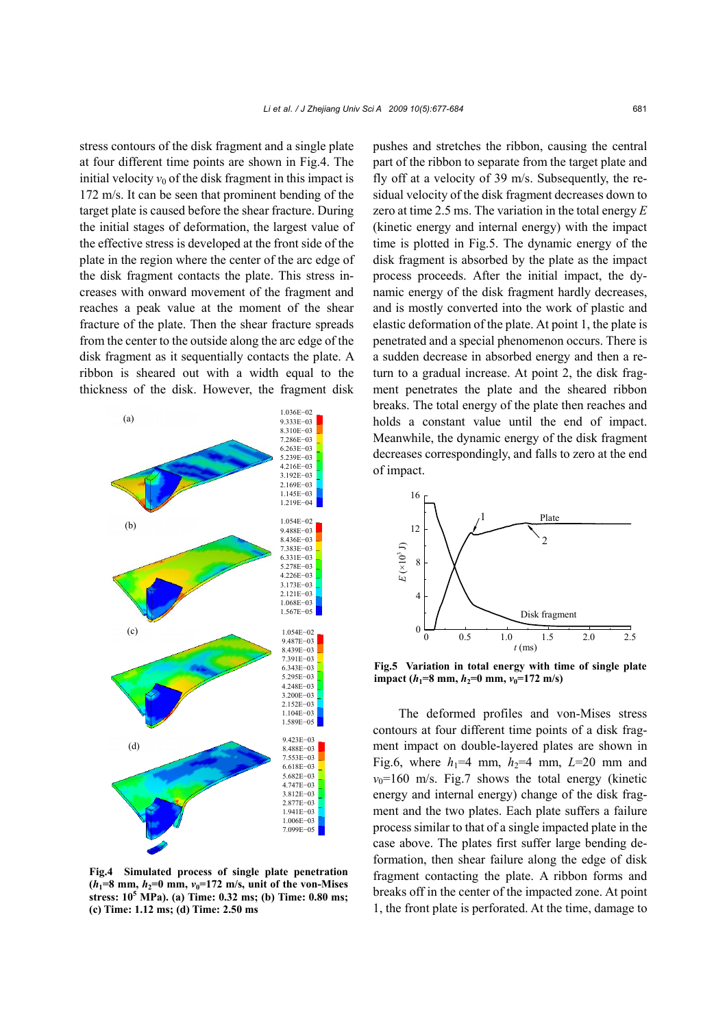stress contours of the disk fragment and a single plate at four different time points are shown in Fig.4. The initial velocity $v_0$ of the disk fragment in this impact is 172 m/s. It can be seen that prominent bending of the target plate is caused before the shear fracture. During the initial stages of deformation, the largest value of the effective stress is developed at the front side of the plate in the region where the center of the arc edge of the disk fragment contacts the plate. This stress increases with onward movement of the fragment and reaches a peak value at the moment of the shear fracture of the plate. Then the shear fracture spreads from the center to the outside along the arc edge of the disk fragment as it sequentially contacts the plate. A ribbon is sheared out with a width equal to the thickness of the disk. However, the fragment disk pushes and stretches the ribbon, causing the central part of the ribbon to separate from the target plate and fly off at a velocity of 39 m/s. Subsequently, the residual velocity of the disk fragment decreases down to zero at time 2.5 ms. The variation in the total energy $E$ (kinetic energy and internal energy) with the impact time is plotted in Fig.5. The dynamic energy of the disk fragment is absorbed by the plate as the impact process proceeds. After the initial impact, the dynamic energy of the disk fragment hardly decreases, and is mostly converted into the work of plastic and elastic deformation of the plate. At point 1, the plate is penetrated and a special phenomenon occurs. There is a sudden decrease in absorbed energy and then a return to a gradual increase. At point 2, the disk fragment penetrates the plate and the sheared ribbon breaks. The total energy of the plate then reaches and holds a constant value until the end of impact. Meanwhile, the dynamic energy of the disk fragment decreases correspondingly, and falls to zero at the end of impact.

**Fig.4 Simulated process of single plate penetration ($h_1$=8 mm, $h_2$=0 mm, $v_0$=172 m/s, unit of the von-Mises stress: $10^5$ MPa). (a) Time: 0.32 ms; (b) Time: 0.80 ms; (c) Time: 1.12 ms; (d) Time: 2.50 ms**

**Fig.5 Variation in total energy with time of single plate impact ($h_1$=8 mm, $h_2$=0 mm, $v_0$=172 m/s)**

The deformed profiles and von-Mises stress contours at four different time points of a disk fragment impact on double-layered plates are shown in Fig.6, where $h_1$=4 mm, $h_2$=4 mm, $L$=20 mm and $v_0$=160 m/s. Fig.7 shows the total energy (kinetic energy and internal energy) change of the disk fragment and the two plates. Each plate suffers a failure process similar to that of a single impacted plate in the case above. The plates first suffer large bending deformation, then shear failure along the edge of disk fragment contacting the plate. A ribbon forms and breaks off in the center of the impacted zone. At point 1, the front plate is perforated. At the time, damage to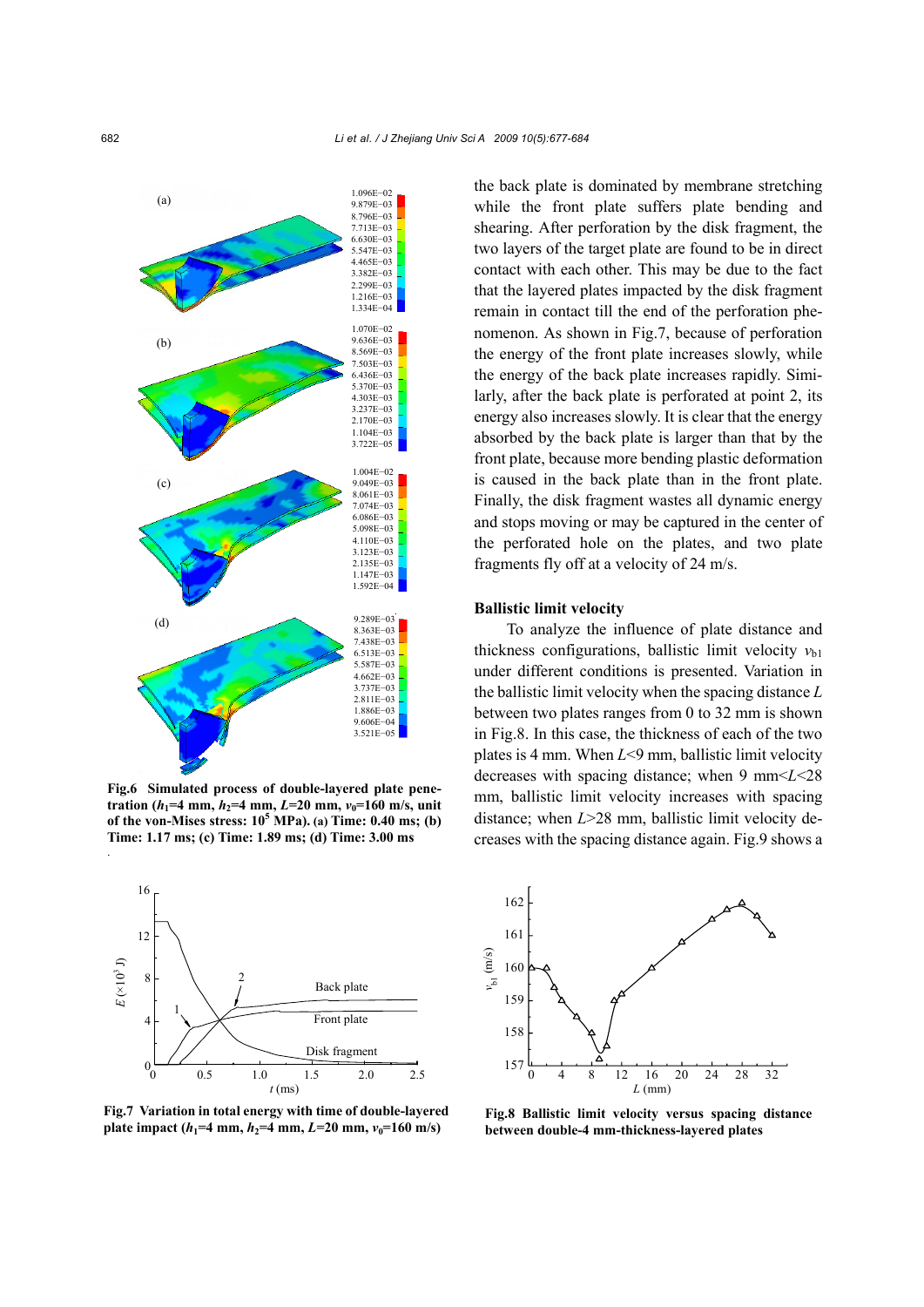the back plate is dominated by membrane stretching while the front plate suffers plate bending and shearing. After perforation by the disk fragment, the two layers of the target plate are found to be in direct contact with each other. This may be due to the fact that the layered plates impacted by the disk fragment remain in contact till the end of the perforation phenomenon. As shown in Fig.7, because of perforation the energy of the front plate increases slowly, while the energy of the back plate increases rapidly. Similarly, after the back plate is perforated at point 2, its energy also increases slowly. It is clear that the energy absorbed by the back plate is larger than that by the front plate, because more bending plastic deformation is caused in the back plate than in the front plate. Finally, the disk fragment wastes all dynamic energy and stops moving or may be captured in the center of the perforated hole on the plates, and two plate fragments fly off at a velocity of 24 m/s.

Fig.6 Simulated process of double-layered plate penetration ($h_1$=4 mm, $h_2$=4 mm, $L$=20 mm, $v_0$=160 m/s, unit of the von-Mises stress: $10^5$ MPa). (a) Time: 0.40 ms; (b) Time: 1.17 ms; (c) Time: 1.89 ms; (d) Time: 3.00 ms

Fig.7 Variation in total energy with time of double-layered plate impact ($h_1$=4 mm, $h_2$=4 mm, $L$=20 mm, $v_0$=160 m/s)

### Ballistic limit velocity

To analyze the influence of plate distance and thickness configurations, ballistic limit velocity $v_{b1}$ under different conditions is presented. Variation in the ballistic limit velocity when the spacing distance $L$ between two plates ranges from 0 to 32 mm is shown in Fig.8. In this case, the thickness of each of the two plates is 4 mm. When $L$<9 mm, ballistic limit velocity decreases with spacing distance; when 9 mm<$L$<28 mm, ballistic limit velocity increases with spacing distance; when $L$>28 mm, ballistic limit velocity decreases with the spacing distance again. Fig.9 shows a

Fig.8 Ballistic limit velocity versus spacing distance between double-4 mm-thickness-layered plates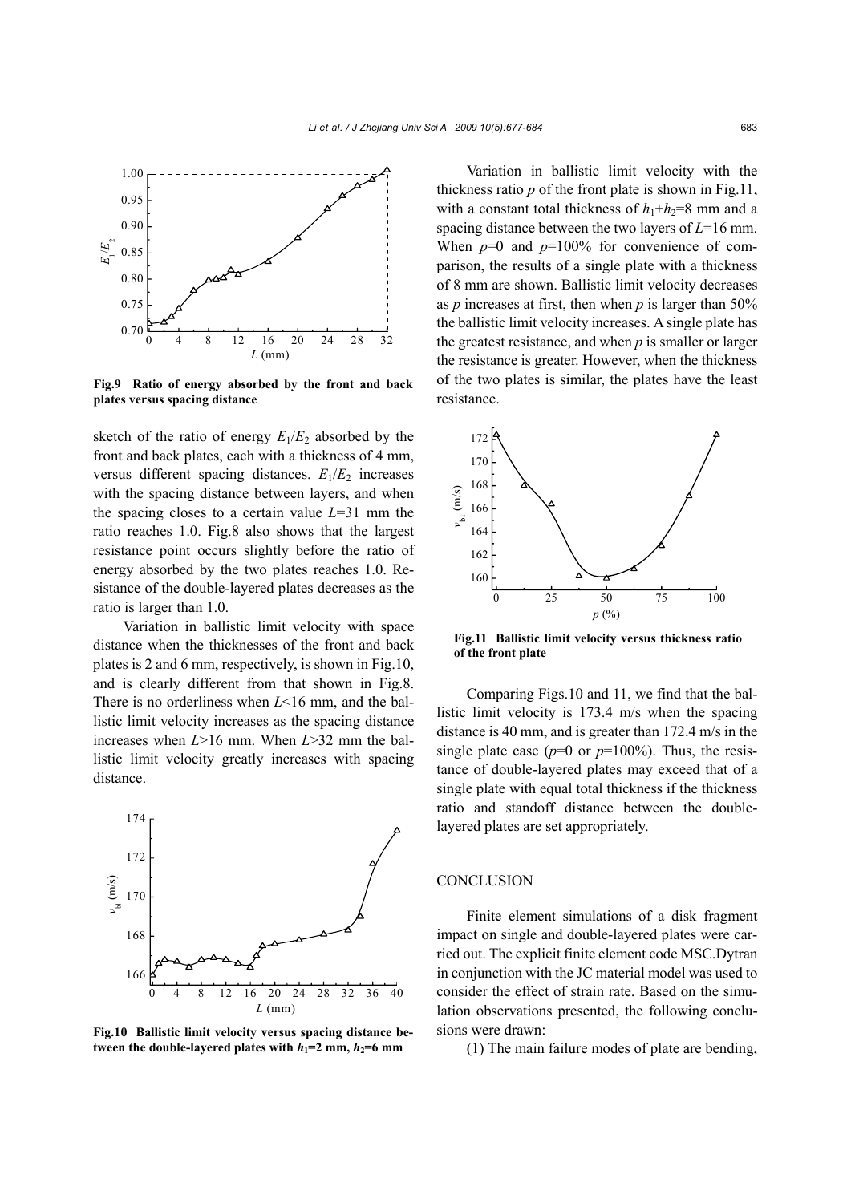Fig.9 Ratio of energy absorbed by the front and back plates versus spacing distance

sketch of the ratio of energy $E_1/E_2$ absorbed by the front and back plates, each with a thickness of 4 mm, versus different spacing distances. $E_1/E_2$ increases with the spacing distance between layers, and when the spacing closes to a certain value $L$=31 mm the ratio reaches 1.0. Fig.8 also shows that the largest resistance point occurs slightly before the ratio of energy absorbed by the two plates reaches 1.0. Resistance of the double-layered plates decreases as the ratio is larger than 1.0.

Variation in ballistic limit velocity with space distance when the thicknesses of the front and back plates is 2 and 6 mm, respectively, is shown in Fig.10, and is clearly different from that shown in Fig.8. There is no orderliness when $L$<16 mm, and the ballistic limit velocity increases as the spacing distance increases when $L$>16 mm. When $L$>32 mm the ballistic limit velocity greatly increases with spacing distance.

Fig.10 Ballistic limit velocity versus spacing distance between the double-layered plates with $h_1$=2 mm, $h_2$=6 mm

Variation in ballistic limit velocity with the thickness ratio $p$ of the front plate is shown in Fig.11, with a constant total thickness of $h_1+h_2$=8 mm and a spacing distance between the two layers of $L$=16 mm. When $p$=0 and $p$=100% for convenience of comparison, the results of a single plate with a thickness of 8 mm are shown. Ballistic limit velocity decreases as $p$ increases at first, then when $p$ is larger than 50% the ballistic limit velocity increases. A single plate has the greatest resistance, and when $p$ is smaller or larger the resistance is greater. However, when the thickness of the two plates is similar, the plates have the least resistance.

Fig.11 Ballistic limit velocity versus thickness ratio of the front plate

Comparing Figs.10 and 11, we find that the ballistic limit velocity is 173.4 m/s when the spacing distance is 40 mm, and is greater than 172.4 m/s in the single plate case ($p$=0 or $p$=100%). Thus, the resistance of double-layered plates may exceed that of a single plate with equal total thickness if the thickness ratio and standoff distance between the double-layered plates are set appropriately.

## CONCLUSION

Finite element simulations of a disk fragment impact on single and double-layered plates were carried out. The explicit finite element code MSC.Dytran in conjunction with the JC material model was used to consider the effect of strain rate. Based on the simulation observations presented, the following conclusions were drawn:

(1) The main failure modes of plate are bending,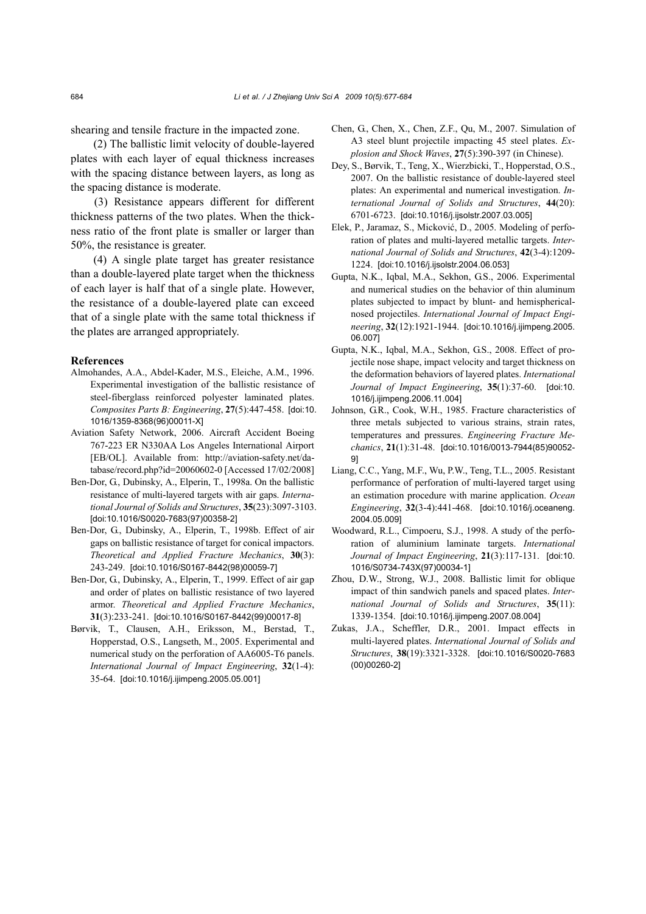shearing and tensile fracture in the impacted zone.

(2) The ballistic limit velocity of double-layered plates with each layer of equal thickness increases with the spacing distance between layers, as long as the spacing distance is moderate.

(3) Resistance appears different for different thickness patterns of the two plates. When the thickness ratio of the front plate is smaller or larger than 50%, the resistance is greater.

(4) A single plate target has greater resistance than a double-layered plate target when the thickness of each layer is half that of a single plate. However, the resistance of a double-layered plate can exceed that of a single plate with the same total thickness if the plates are arranged appropriately.

## References

Almohandes, A.A., Abdel-Kader, M.S., Eleiche, A.M., 1996. Experimental investigation of the ballistic resistance of steel-fiberglass reinforced polyester laminated plates. *Composites Parts B: Engineering*, **27**(5):447-458. [doi:10.1016/1359-8368(96)00011-X]

Aviation Safety Network, 2006. Aircraft Accident Boeing 767-223 ER N330AA Los Angeles International Airport [EB/OL]. Available from: http://aviation-safety.net/database/record.php?id=20060602-0 [Accessed 17/02/2008]

Ben-Dor, G., Dubinsky, A., Elperin, T., 1998a. On the ballistic resistance of multi-layered targets with air gaps. *International Journal of Solids and Structures*, **35**(23):3097-3103. [doi:10.1016/S0020-7683(97)00358-2]

Ben-Dor, G., Dubinsky, A., Elperin, T., 1998b. Effect of air gaps on ballistic resistance of target for conical impactors. *Theoretical and Applied Fracture Mechanics*, **30**(3): 243-249. [doi:10.1016/S0167-8442(98)00059-7]

Ben-Dor, G., Dubinsky, A., Elperin, T., 1999. Effect of air gap and order of plates on ballistic resistance of two layered armor. *Theoretical and Applied Fracture Mechanics*, **31**(3):233-241. [doi:10.1016/S0167-8442(99)00017-8]

Børvik, T., Clausen, A.H., Eriksson, M., Berstad, T., Hopperstad, O.S., Langseth, M., 2005. Experimental and numerical study on the perforation of AA6005-T6 panels. *International Journal of Impact Engineering*, **32**(1-4): 35-64. [doi:10.1016/j.ijimpeng.2005.05.001]

Chen, G., Chen, X., Chen, Z.F., Qu, M., 2007. Simulation of A3 steel blunt projectile impacting 45 steel plates. *Explosion and Shock Waves*, **27**(5):390-397 (in Chinese).

Dey, S., Børvik, T., Teng, X., Wierzbicki, T., Hopperstad, O.S., 2007. On the ballistic resistance of double-layered steel plates: An experimental and numerical investigation. *International Journal of Solids and Structures*, **44**(20): 6701-6723. [doi:10.1016/j.ijsolstr.2007.03.005]

Elek, P., Jaramaz, S., Micković, D., 2005. Modeling of perforation of plates and multi-layered metallic targets. *International Journal of Solids and Structures*, **42**(3-4):1209-1224. [doi:10.1016/j.ijsolstr.2004.06.053]

Gupta, N.K., Iqbal, M.A., Sekhon, G.S., 2006. Experimental and numerical studies on the behavior of thin aluminum plates subjected to impact by blunt- and hemispherical-nosed projectiles. *International Journal of Impact Engineering*, **32**(12):1921-1944. [doi:10.1016/j.ijimpeng.2005.06.007]

Gupta, N.K., Iqbal, M.A., Sekhon, G.S., 2008. Effect of projectile nose shape, impact velocity and target thickness on the deformation behaviors of layered plates. *International Journal of Impact Engineering*, **35**(1):37-60. [doi:10.1016/j.ijimpeng.2006.11.004]

Johnson, G.R., Cook, W.H., 1985. Fracture characteristics of three metals subjected to various strains, strain rates, temperatures and pressures. *Engineering Fracture Mechanics*, **21**(1):31-48. [doi:10.1016/0013-7944(85)90052-9]

Liang, C.C., Yang, M.F., Wu, P.W., Teng, T.L., 2005. Resistant performance of perforation of multi-layered target using an estimation procedure with marine application. *Ocean Engineering*, **32**(3-4):441-468. [doi:10.1016/j.oceaneng.2004.05.009]

Woodward, R.L., Cimpoeru, S.J., 1998. A study of the perforation of aluminium laminate targets. *International Journal of Impact Engineering*, **21**(3):117-131. [doi:10.1016/S0734-743X(97)00034-1]

Zhou, D.W., Strong, W.J., 2008. Ballistic limit for oblique impact of thin sandwich panels and spaced plates. *International Journal of Solids and Structures*, **35**(11): 1339-1354. [doi:10.1016/j.ijimpeng.2007.08.004]

Zukas, J.A., Scheffler, D.R., 2001. Impact effects in multi-layered plates. *International Journal of Solids and Structures*, **38**(19):3321-3328. [doi:10.1016/S0020-7683(00)00260-2]